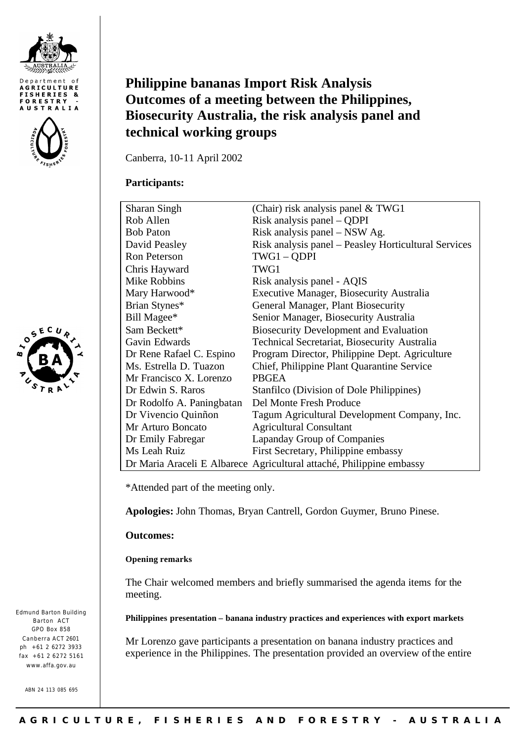Department of AGRICULTURE FISHERIES & FORESTRY - AUSTRALIA

# Philippine bananas Import Risk Analysis Outcomes of a meeting between the Philippines, Biosecurity Australia, the risk analysis panel and technical working groups

Canberra, 10-11 April 2002

**Participants:**

| | |
|---|---|
| Sharan Singh | (Chair) risk analysis panel & TWG1 |
| Rob Allen | Risk analysis panel – QDPI |
| Bob Paton | Risk analysis panel – NSW Ag. |
| David Peasley | Risk analysis panel – Peasley Horticultural Services |
| Ron Peterson | TWG1 – QDPI |
| Chris Hayward | TWG1 |
| Mike Robbins | Risk analysis panel - AQIS |
| Mary Harwood* | Executive Manager, Biosecurity Australia |
| Brian Stynes* | General Manager, Plant Biosecurity |
| Bill Magee* | Senior Manager, Biosecurity Australia |
| Sam Beckett* | Biosecurity Development and Evaluation |
| Gavin Edwards | Technical Secretariat, Biosecurity Australia |
| Dr Rene Rafael C. Espino | Program Director, Philippine Dept. Agriculture |
| Ms. Estrella D. Tuazon | Chief, Philippine Plant Quarantine Service |
| Mr Francisco X. Lorenzo | PBGEA |
| Dr Edwin S. Raros | Stanfilco (Division of Dole Philippines) |
| Dr Rodolfo A. Paningbatan | Del Monte Fresh Produce |
| Dr Vivencio Quiñon | Tagum Agricultural Development Company, Inc. |
| Mr Arturo Boncato | Agricultural Consultant |
| Dr Emily Fabregar | Lapanday Group of Companies |
| Ms Leah Ruiz | First Secretary, Philippine embassy |
| Dr Maria Araceli E Albarece | Agricultural attaché, Philippine embassy |

*Attended part of the meeting only.

**Apologies:** John Thomas, Bryan Cantrell, Gordon Guymer, Bruno Pinese.

**Outcomes:**

#### Opening remarks

The Chair welcomed members and briefly summarised the agenda items for the meeting.

#### Philippines presentation – banana industry practices and experiences with export markets

Mr Lorenzo gave participants a presentation on banana industry practices and experience in the Philippines. The presentation provided an overview of the entire

Edmund Barton Building
Barton ACT
GPO Box 858
Canberra ACT 2601
ph +61 2 6272 3933
fax +61 2 6272 5161
www.affa.gov.au

ABN 24 113 085 695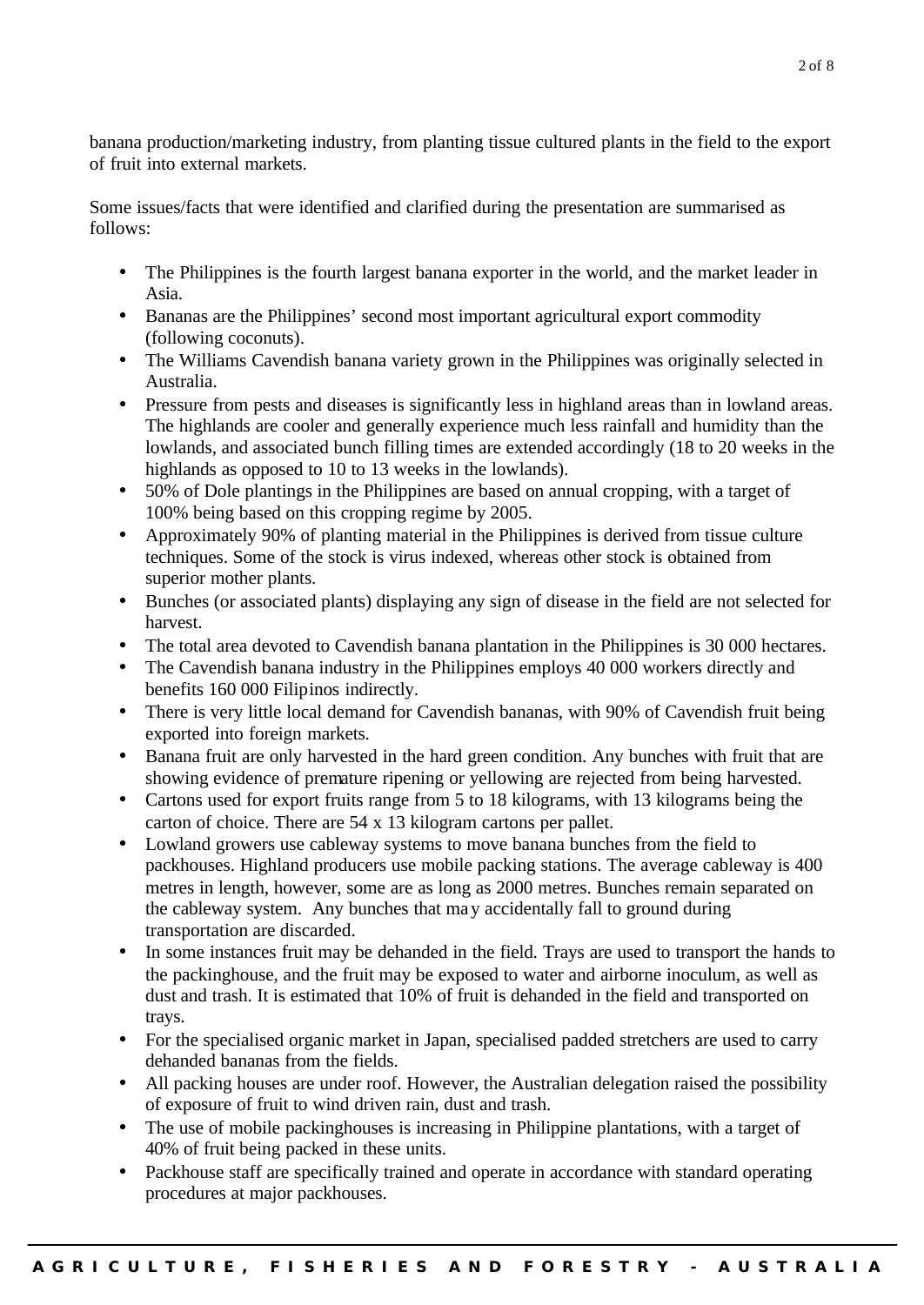banana production/marketing industry, from planting tissue cultured plants in the field to the export of fruit into external markets.

Some issues/facts that were identified and clarified during the presentation are summarised as follows:

- The Philippines is the fourth largest banana exporter in the world, and the market leader in Asia.
- Bananas are the Philippines' second most important agricultural export commodity (following coconuts).
- The Williams Cavendish banana variety grown in the Philippines was originally selected in Australia.
- Pressure from pests and diseases is significantly less in highland areas than in lowland areas. The highlands are cooler and generally experience much less rainfall and humidity than the lowlands, and associated bunch filling times are extended accordingly (18 to 20 weeks in the highlands as opposed to 10 to 13 weeks in the lowlands).
- 50% of Dole plantings in the Philippines are based on annual cropping, with a target of 100% being based on this cropping regime by 2005.
- Approximately 90% of planting material in the Philippines is derived from tissue culture techniques. Some of the stock is virus indexed, whereas other stock is obtained from superior mother plants.
- Bunches (or associated plants) displaying any sign of disease in the field are not selected for harvest.
- The total area devoted to Cavendish banana plantation in the Philippines is 30 000 hectares.
- The Cavendish banana industry in the Philippines employs 40 000 workers directly and benefits 160 000 Filipinos indirectly.
- There is very little local demand for Cavendish bananas, with 90% of Cavendish fruit being exported into foreign markets.
- Banana fruit are only harvested in the hard green condition. Any bunches with fruit that are showing evidence of premature ripening or yellowing are rejected from being harvested.
- Cartons used for export fruits range from 5 to 18 kilograms, with 13 kilograms being the carton of choice. There are 54 x 13 kilogram cartons per pallet.
- Lowland growers use cableway systems to move banana bunches from the field to packhouses. Highland producers use mobile packing stations. The average cableway is 400 metres in length, however, some are as long as 2000 metres. Bunches remain separated on the cableway system. Any bunches that may accidentally fall to ground during transportation are discarded.
- In some instances fruit may be dehanded in the field. Trays are used to transport the hands to the packinghouse, and the fruit may be exposed to water and airborne inoculum, as well as dust and trash. It is estimated that 10% of fruit is dehanded in the field and transported on trays.
- For the specialised organic market in Japan, specialised padded stretchers are used to carry dehanded bananas from the fields.
- All packing houses are under roof. However, the Australian delegation raised the possibility of exposure of fruit to wind driven rain, dust and trash.
- The use of mobile packinghouses is increasing in Philippine plantations, with a target of 40% of fruit being packed in these units.
- Packhouse staff are specifically trained and operate in accordance with standard operating procedures at major packhouses.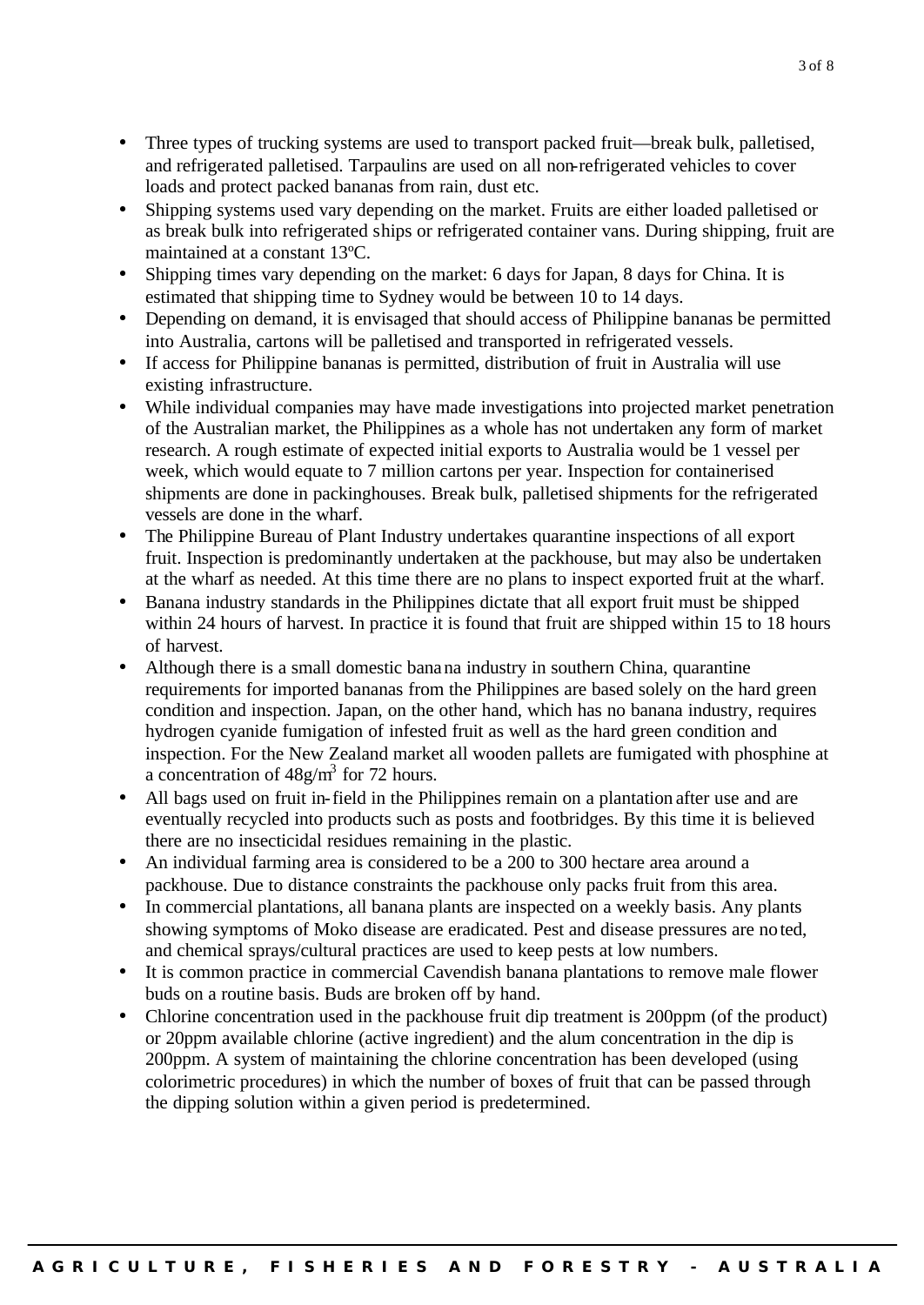- Three types of trucking systems are used to transport packed fruit—break bulk, palletised, and refrigerated palletised. Tarpaulins are used on all non-refrigerated vehicles to cover loads and protect packed bananas from rain, dust etc.
- Shipping systems used vary depending on the market. Fruits are either loaded palletised or as break bulk into refrigerated ships or refrigerated container vans. During shipping, fruit are maintained at a constant 13ºC.
- Shipping times vary depending on the market: 6 days for Japan, 8 days for China. It is estimated that shipping time to Sydney would be between 10 to 14 days.
- Depending on demand, it is envisaged that should access of Philippine bananas be permitted into Australia, cartons will be palletised and transported in refrigerated vessels.
- If access for Philippine bananas is permitted, distribution of fruit in Australia will use existing infrastructure.
- While individual companies may have made investigations into projected market penetration of the Australian market, the Philippines as a whole has not undertaken any form of market research. A rough estimate of expected initial exports to Australia would be 1 vessel per week, which would equate to 7 million cartons per year. Inspection for containerised shipments are done in packinghouses. Break bulk, palletised shipments for the refrigerated vessels are done in the wharf.
- The Philippine Bureau of Plant Industry undertakes quarantine inspections of all export fruit. Inspection is predominantly undertaken at the packhouse, but may also be undertaken at the wharf as needed. At this time there are no plans to inspect exported fruit at the wharf.
- Banana industry standards in the Philippines dictate that all export fruit must be shipped within 24 hours of harvest. In practice it is found that fruit are shipped within 15 to 18 hours of harvest.
- Although there is a small domestic banana industry in southern China, quarantine requirements for imported bananas from the Philippines are based solely on the hard green condition and inspection. Japan, on the other hand, which has no banana industry, requires hydrogen cyanide fumigation of infested fruit as well as the hard green condition and inspection. For the New Zealand market all wooden pallets are fumigated with phosphine at a concentration of $48g/m^3$ for 72 hours.
- All bags used on fruit in-field in the Philippines remain on a plantation after use and are eventually recycled into products such as posts and footbridges. By this time it is believed there are no insecticidal residues remaining in the plastic.
- An individual farming area is considered to be a 200 to 300 hectare area around a packhouse. Due to distance constraints the packhouse only packs fruit from this area.
- In commercial plantations, all banana plants are inspected on a weekly basis. Any plants showing symptoms of Moko disease are eradicated. Pest and disease pressures are noted, and chemical sprays/cultural practices are used to keep pests at low numbers.
- It is common practice in commercial Cavendish banana plantations to remove male flower buds on a routine basis. Buds are broken off by hand.
- Chlorine concentration used in the packhouse fruit dip treatment is 200ppm (of the product) or 20ppm available chlorine (active ingredient) and the alum concentration in the dip is 200ppm. A system of maintaining the chlorine concentration has been developed (using colorimetric procedures) in which the number of boxes of fruit that can be passed through the dipping solution within a given period is predetermined.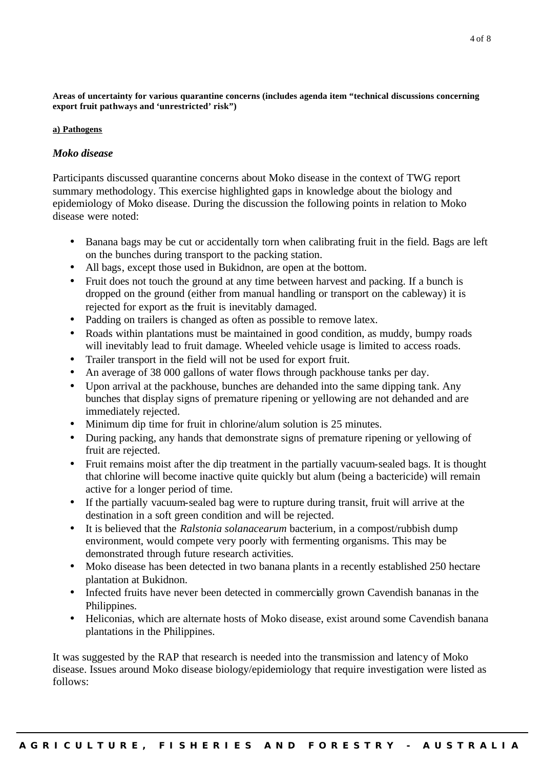**Areas of uncertainty for various quarantine concerns (includes agenda item "technical discussions concerning export fruit pathways and 'unrestricted' risk")**

**a) Pathogens**

***Moko disease***

Participants discussed quarantine concerns about Moko disease in the context of TWG report summary methodology. This exercise highlighted gaps in knowledge about the biology and epidemiology of Moko disease. During the discussion the following points in relation to Moko disease were noted:

- Banana bags may be cut or accidentally torn when calibrating fruit in the field. Bags are left on the bunches during transport to the packing station.
- All bags, except those used in Bukidnon, are open at the bottom.
- Fruit does not touch the ground at any time between harvest and packing. If a bunch is dropped on the ground (either from manual handling or transport on the cableway) it is rejected for export as the fruit is inevitably damaged.
- Padding on trailers is changed as often as possible to remove latex.
- Roads within plantations must be maintained in good condition, as muddy, bumpy roads will inevitably lead to fruit damage. Wheeled vehicle usage is limited to access roads.
- Trailer transport in the field will not be used for export fruit.
- An average of 38 000 gallons of water flows through packhouse tanks per day.
- Upon arrival at the packhouse, bunches are dehanded into the same dipping tank. Any bunches that display signs of premature ripening or yellowing are not dehanded and are immediately rejected.
- Minimum dip time for fruit in chlorine/alum solution is 25 minutes.
- During packing, any hands that demonstrate signs of premature ripening or yellowing of fruit are rejected.
- Fruit remains moist after the dip treatment in the partially vacuum-sealed bags. It is thought that chlorine will become inactive quite quickly but alum (being a bactericide) will remain active for a longer period of time.
- If the partially vacuum-sealed bag were to rupture during transit, fruit will arrive at the destination in a soft green condition and will be rejected.
- It is believed that the *Ralstonia solanacearum* bacterium, in a compost/rubbish dump environment, would compete very poorly with fermenting organisms. This may be demonstrated through future research activities.
- Moko disease has been detected in two banana plants in a recently established 250 hectare plantation at Bukidnon.
- Infected fruits have never been detected in commercially grown Cavendish bananas in the Philippines.
- Heliconias, which are alternate hosts of Moko disease, exist around some Cavendish banana plantations in the Philippines.

It was suggested by the RAP that research is needed into the transmission and latency of Moko disease. Issues around Moko disease biology/epidemiology that require investigation were listed as follows: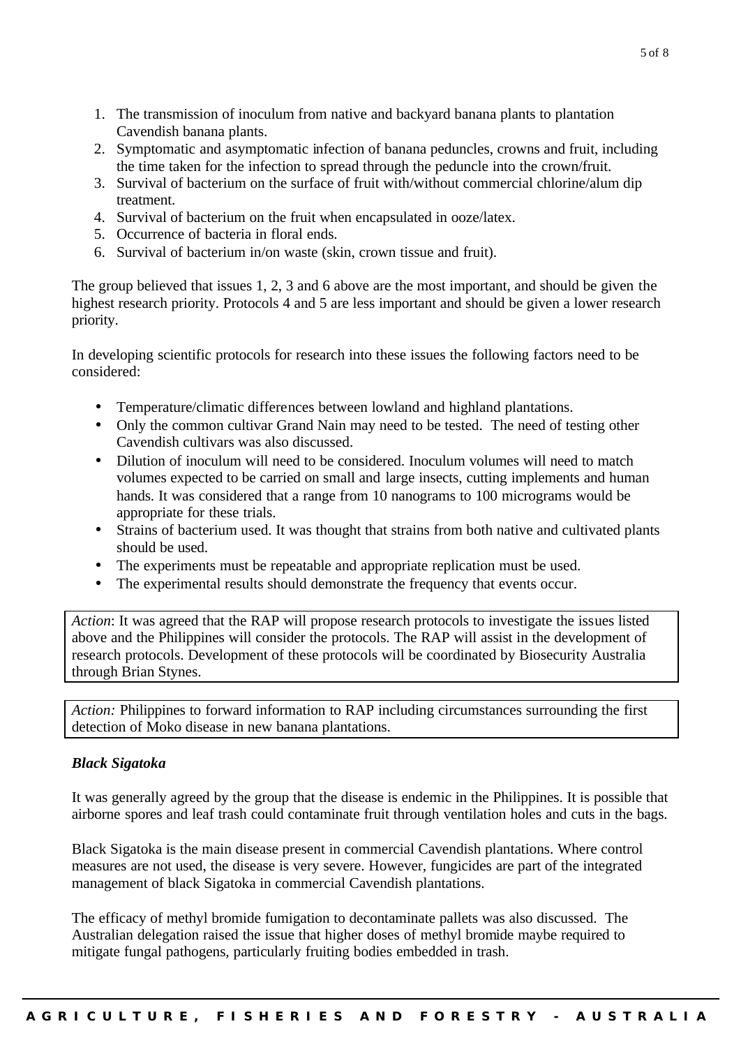1. The transmission of inoculum from native and backyard banana plants to plantation Cavendish banana plants.
2. Symptomatic and asymptomatic infection of banana peduncles, crowns and fruit, including the time taken for the infection to spread through the peduncle into the crown/fruit.
3. Survival of bacterium on the surface of fruit with/without commercial chlorine/alum dip treatment.
4. Survival of bacterium on the fruit when encapsulated in ooze/latex.
5. Occurrence of bacteria in floral ends.
6. Survival of bacterium in/on waste (skin, crown tissue and fruit).

The group believed that issues 1, 2, 3 and 6 above are the most important, and should be given the highest research priority. Protocols 4 and 5 are less important and should be given a lower research priority.

In developing scientific protocols for research into these issues the following factors need to be considered:

- Temperature/climatic differences between lowland and highland plantations.
- Only the common cultivar Grand Nain may need to be tested. The need of testing other Cavendish cultivars was also discussed.
- Dilution of inoculum will need to be considered. Inoculum volumes will need to match volumes expected to be carried on small and large insects, cutting implements and human hands. It was considered that a range from 10 nanograms to 100 micrograms would be appropriate for these trials.
- Strains of bacterium used. It was thought that strains from both native and cultivated plants should be used.
- The experiments must be repeatable and appropriate replication must be used.
- The experimental results should demonstrate the frequency that events occur.

*Action*: It was agreed that the RAP will propose research protocols to investigate the issues listed above and the Philippines will consider the protocols. The RAP will assist in the development of research protocols. Development of these protocols will be coordinated by Biosecurity Australia through Brian Stynes.

*Action:* Philippines to forward information to RAP including circumstances surrounding the first detection of Moko disease in new banana plantations.

***Black Sigatoka***

It was generally agreed by the group that the disease is endemic in the Philippines. It is possible that airborne spores and leaf trash could contaminate fruit through ventilation holes and cuts in the bags.

Black Sigatoka is the main disease present in commercial Cavendish plantations. Where control measures are not used, the disease is very severe. However, fungicides are part of the integrated management of black Sigatoka in commercial Cavendish plantations.

The efficacy of methyl bromide fumigation to decontaminate pallets was also discussed. The Australian delegation raised the issue that higher doses of methyl bromide maybe required to mitigate fungal pathogens, particularly fruiting bodies embedded in trash.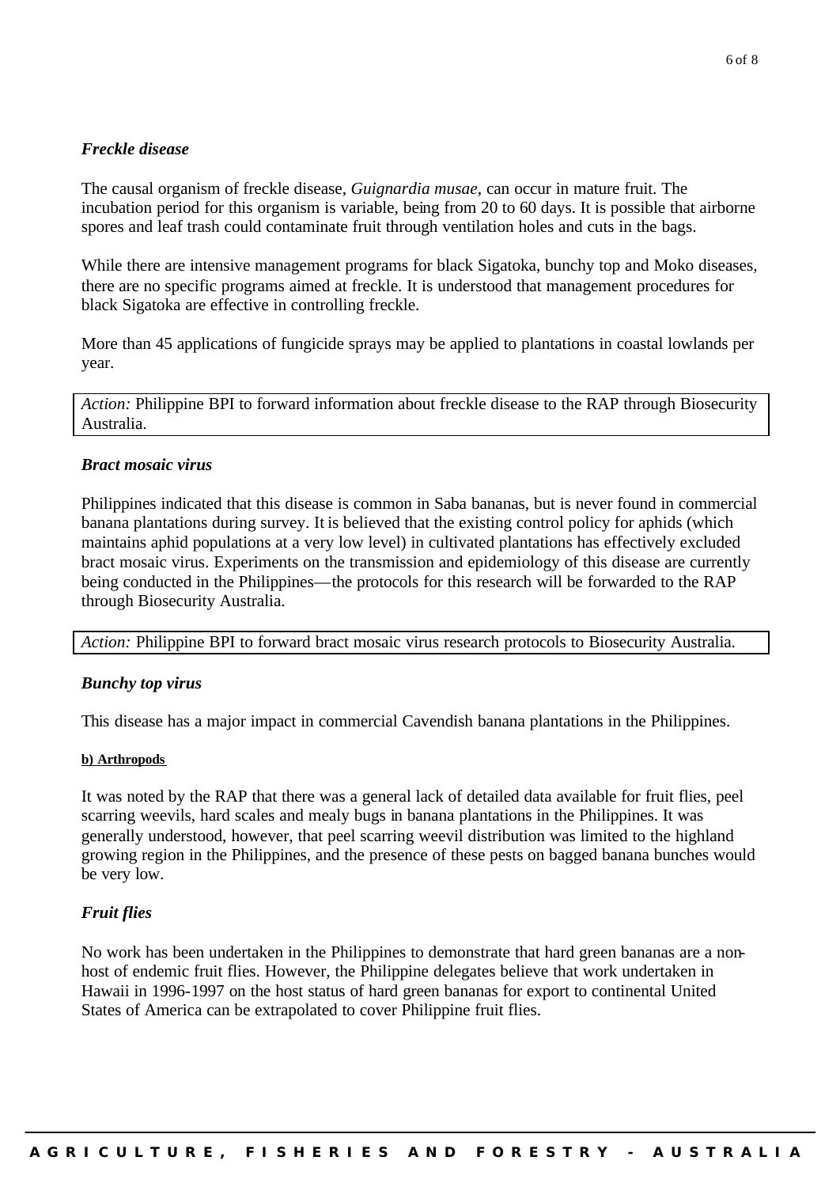### *Freckle disease*

The causal organism of freckle disease, *Guignardia musae*, can occur in mature fruit. The incubation period for this organism is variable, being from 20 to 60 days. It is possible that airborne spores and leaf trash could contaminate fruit through ventilation holes and cuts in the bags.

While there are intensive management programs for black Sigatoka, bunchy top and Moko diseases, there are no specific programs aimed at freckle. It is understood that management procedures for black Sigatoka are effective in controlling freckle.

More than 45 applications of fungicide sprays may be applied to plantations in coastal lowlands per year.

*Action:* Philippine BPI to forward information about freckle disease to the RAP through Biosecurity Australia.

### *Bract mosaic virus*

Philippines indicated that this disease is common in Saba bananas, but is never found in commercial banana plantations during survey. It is believed that the existing control policy for aphids (which maintains aphid populations at a very low level) in cultivated plantations has effectively excluded bract mosaic virus. Experiments on the transmission and epidemiology of this disease are currently being conducted in the Philippines—the protocols for this research will be forwarded to the RAP through Biosecurity Australia.

*Action:* Philippine BPI to forward bract mosaic virus research protocols to Biosecurity Australia.

### *Bunchy top virus*

This disease has a major impact in commercial Cavendish banana plantations in the Philippines.

#### b) Arthropods

It was noted by the RAP that there was a general lack of detailed data available for fruit flies, peel scarring weevils, hard scales and mealy bugs in banana plantations in the Philippines. It was generally understood, however, that peel scarring weevil distribution was limited to the highland growing region in the Philippines, and the presence of these pests on bagged banana bunches would be very low.

### *Fruit flies*

No work has been undertaken in the Philippines to demonstrate that hard green bananas are a non-host of endemic fruit flies. However, the Philippine delegates believe that work undertaken in Hawaii in 1996-1997 on the host status of hard green bananas for export to continental United States of America can be extrapolated to cover Philippine fruit flies.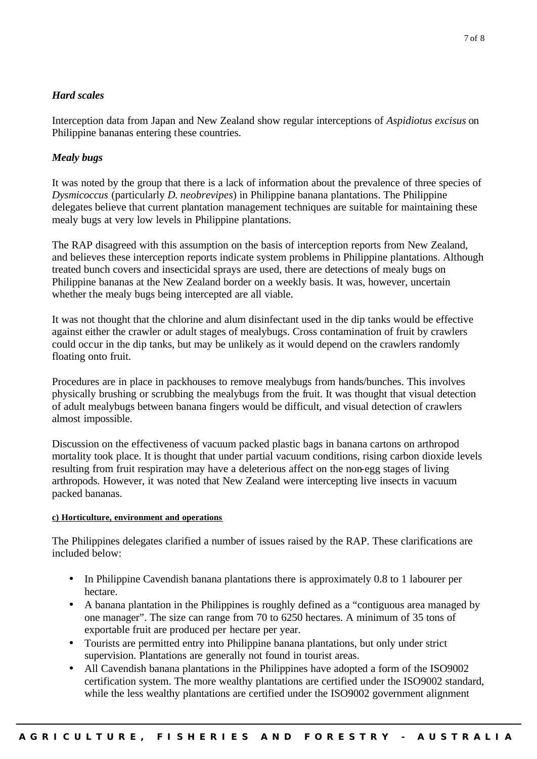***Hard scales***

Interception data from Japan and New Zealand show regular interceptions of *Aspidiotus excisus* on Philippine bananas entering these countries.

***Mealy bugs***

It was noted by the group that there is a lack of information about the prevalence of three species of *Dysmicoccus* (particularly *D. neobrevipes*) in Philippine banana plantations. The Philippine delegates believe that current plantation management techniques are suitable for maintaining these mealy bugs at very low levels in Philippine plantations.

The RAP disagreed with this assumption on the basis of interception reports from New Zealand, and believes these interception reports indicate system problems in Philippine plantations. Although treated bunch covers and insecticidal sprays are used, there are detections of mealy bugs on Philippine bananas at the New Zealand border on a weekly basis. It was, however, uncertain whether the mealy bugs being intercepted are all viable.

It was not thought that the chlorine and alum disinfectant used in the dip tanks would be effective against either the crawler or adult stages of mealybugs. Cross contamination of fruit by crawlers could occur in the dip tanks, but may be unlikely as it would depend on the crawlers randomly floating onto fruit.

Procedures are in place in packhouses to remove mealybugs from hands/bunches. This involves physically brushing or scrubbing the mealybugs from the fruit. It was thought that visual detection of adult mealybugs between banana fingers would be difficult, and visual detection of crawlers almost impossible.

Discussion on the effectiveness of vacuum packed plastic bags in banana cartons on arthropod mortality took place. It is thought that under partial vacuum conditions, rising carbon dioxide levels resulting from fruit respiration may have a deleterious affect on the non-egg stages of living arthropods. However, it was noted that New Zealand were intercepting live insects in vacuum packed bananas.

**c) Horticulture, environment and operations**

The Philippines delegates clarified a number of issues raised by the RAP. These clarifications are included below:

- In Philippine Cavendish banana plantations there is approximately 0.8 to 1 labourer per hectare.
- A banana plantation in the Philippines is roughly defined as a "contiguous area managed by one manager". The size can range from 70 to 6250 hectares. A minimum of 35 tons of exportable fruit are produced per hectare per year.
- Tourists are permitted entry into Philippine banana plantations, but only under strict supervision. Plantations are generally not found in tourist areas.
- All Cavendish banana plantations in the Philippines have adopted a form of the ISO9002 certification system. The more wealthy plantations are certified under the ISO9002 standard, while the less wealthy plantations are certified under the ISO9002 government alignment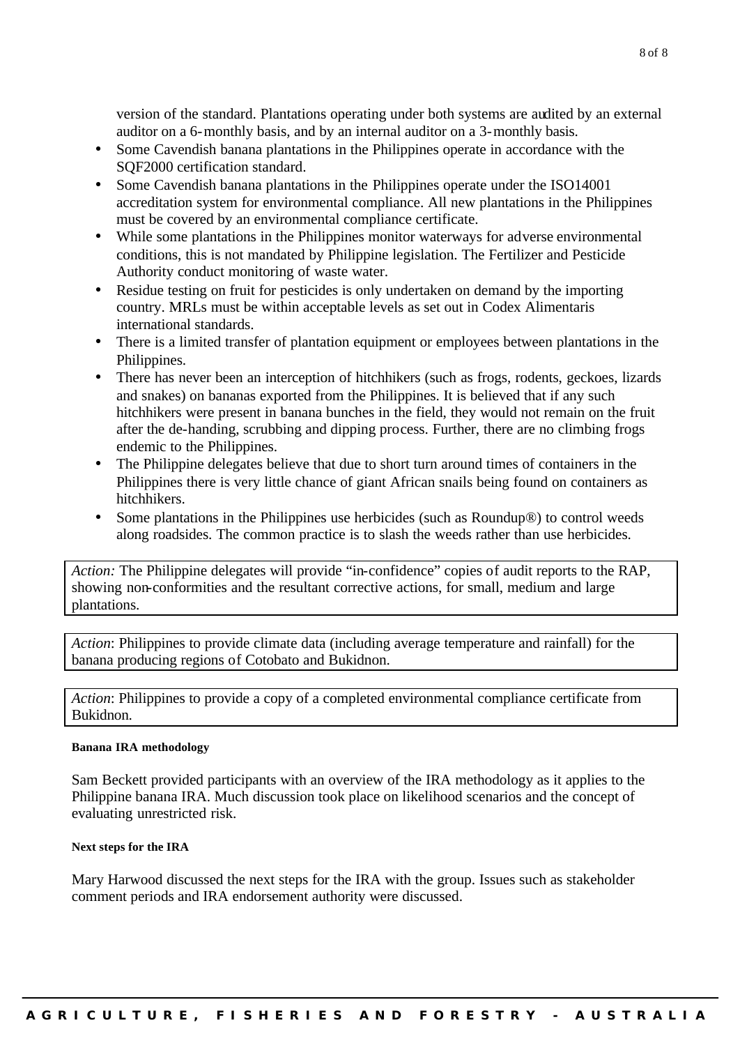version of the standard. Plantations operating under both systems are audited by an external auditor on a 6-monthly basis, and by an internal auditor on a 3-monthly basis.

- Some Cavendish banana plantations in the Philippines operate in accordance with the SQF2000 certification standard.
- Some Cavendish banana plantations in the Philippines operate under the ISO14001 accreditation system for environmental compliance. All new plantations in the Philippines must be covered by an environmental compliance certificate.
- While some plantations in the Philippines monitor waterways for adverse environmental conditions, this is not mandated by Philippine legislation. The Fertilizer and Pesticide Authority conduct monitoring of waste water.
- Residue testing on fruit for pesticides is only undertaken on demand by the importing country. MRLs must be within acceptable levels as set out in Codex Alimentaris international standards.
- There is a limited transfer of plantation equipment or employees between plantations in the Philippines.
- There has never been an interception of hitchhikers (such as frogs, rodents, geckoes, lizards and snakes) on bananas exported from the Philippines. It is believed that if any such hitchhikers were present in banana bunches in the field, they would not remain on the fruit after the de-handing, scrubbing and dipping process. Further, there are no climbing frogs endemic to the Philippines.
- The Philippine delegates believe that due to short turn around times of containers in the Philippines there is very little chance of giant African snails being found on containers as hitchhikers.
- Some plantations in the Philippines use herbicides (such as Roundup®) to control weeds along roadsides. The common practice is to slash the weeds rather than use herbicides.

*Action:* The Philippine delegates will provide "in-confidence" copies of audit reports to the RAP, showing non-conformities and the resultant corrective actions, for small, medium and large plantations.

*Action*: Philippines to provide climate data (including average temperature and rainfall) for the banana producing regions of Cotobato and Bukidnon.

*Action*: Philippines to provide a copy of a completed environmental compliance certificate from Bukidnon.

#### Banana IRA methodology

Sam Beckett provided participants with an overview of the IRA methodology as it applies to the Philippine banana IRA. Much discussion took place on likelihood scenarios and the concept of evaluating unrestricted risk.

#### Next steps for the IRA

Mary Harwood discussed the next steps for the IRA with the group. Issues such as stakeholder comment periods and IRA endorsement authority were discussed.